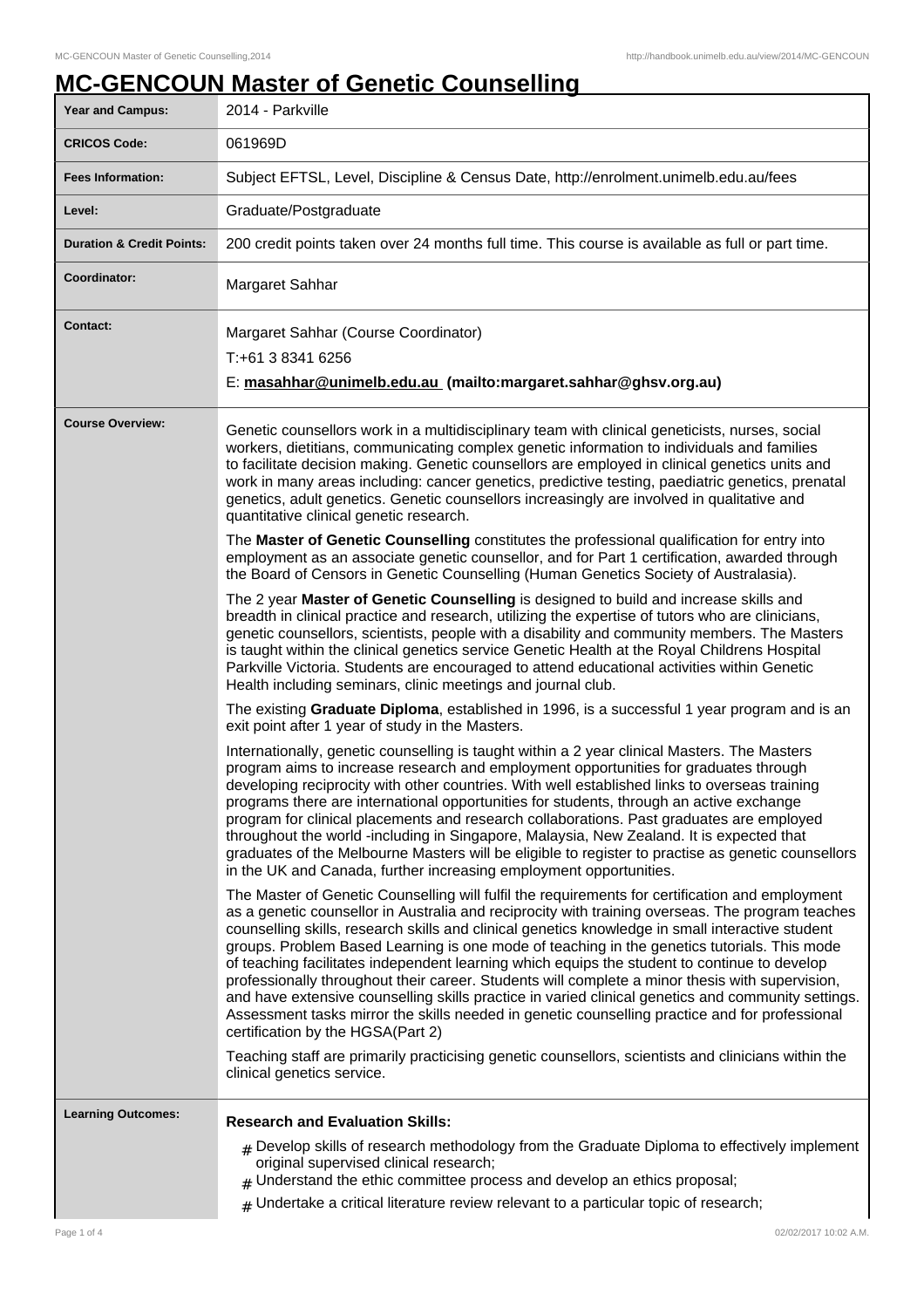# MC-GENCOUN Master of Genetic Counselling

| | |
|---|---|
| **Year and Campus:** | 2014 - Parkville |
| **CRICOS Code:** | 061969D |
| **Fees Information:** | Subject EFTSL, Level, Discipline & Census Date, http://enrolment.unimelb.edu.au/fees |
| **Level:** | Graduate/Postgraduate |
| **Duration & Credit Points:** | 200 credit points taken over 24 months full time. This course is available as full or part time. |
| **Coordinator:** | Margaret Sahhar |
| **Contact:** | Margaret Sahhar (Course Coordinator)<br>T:+61 3 8341 6256<br>E: **masahhar@unimelb.edu.au (mailto:margaret.sahhar@ghsv.org.au)** |

**Course Overview:**

Genetic counsellors work in a multidisciplinary team with clinical geneticists, nurses, social workers, dietitians, communicating complex genetic information to individuals and families to facilitate decision making. Genetic counsellors are employed in clinical genetics units and work in many areas including: cancer genetics, predictive testing, paediatric genetics, prenatal genetics, adult genetics. Genetic counsellors increasingly are involved in qualitative and quantitative clinical genetic research.

The **Master of Genetic Counselling** constitutes the professional qualification for entry into employment as an associate genetic counsellor, and for Part 1 certification, awarded through the Board of Censors in Genetic Counselling (Human Genetics Society of Australasia).

The 2 year **Master of Genetic Counselling** is designed to build and increase skills and breadth in clinical practice and research, utilizing the expertise of tutors who are clinicians, genetic counsellors, scientists, people with a disability and community members. The Masters is taught within the clinical genetics service Genetic Health at the Royal Childrens Hospital Parkville Victoria. Students are encouraged to attend educational activities within Genetic Health including seminars, clinic meetings and journal club.

The existing **Graduate Diploma**, established in 1996, is a successful 1 year program and is an exit point after 1 year of study in the Masters.

Internationally, genetic counselling is taught within a 2 year clinical Masters. The Masters program aims to increase research and employment opportunities for graduates through developing reciprocity with other countries. With well established links to overseas training programs there are international opportunities for students, through an active exchange program for clinical placements and research collaborations. Past graduates are employed throughout the world -including in Singapore, Malaysia, New Zealand. It is expected that graduates of the Melbourne Masters will be eligible to register to practise as genetic counsellors in the UK and Canada, further increasing employment opportunities.

The Master of Genetic Counselling will fulfil the requirements for certification and employment as a genetic counsellor in Australia and reciprocity with training overseas. The program teaches counselling skills, research skills and clinical genetics knowledge in small interactive student groups. Problem Based Learning is one mode of teaching in the genetics tutorials. This mode of teaching facilitates independent learning which equips the student to continue to develop professionally throughout their career. Students will complete a minor thesis with supervision, and have extensive counselling skills practice in varied clinical genetics and community settings. Assessment tasks mirror the skills needed in genetic counselling practice and for professional certification by the HGSA(Part 2)

Teaching staff are primarily practicising genetic counsellors, scientists and clinicians within the clinical genetics service.

**Learning Outcomes:**

**Research and Evaluation Skills:**

- Develop skills of research methodology from the Graduate Diploma to effectively implement original supervised clinical research;
- Understand the ethic committee process and develop an ethics proposal;
- Undertake a critical literature review relevant to a particular topic of research;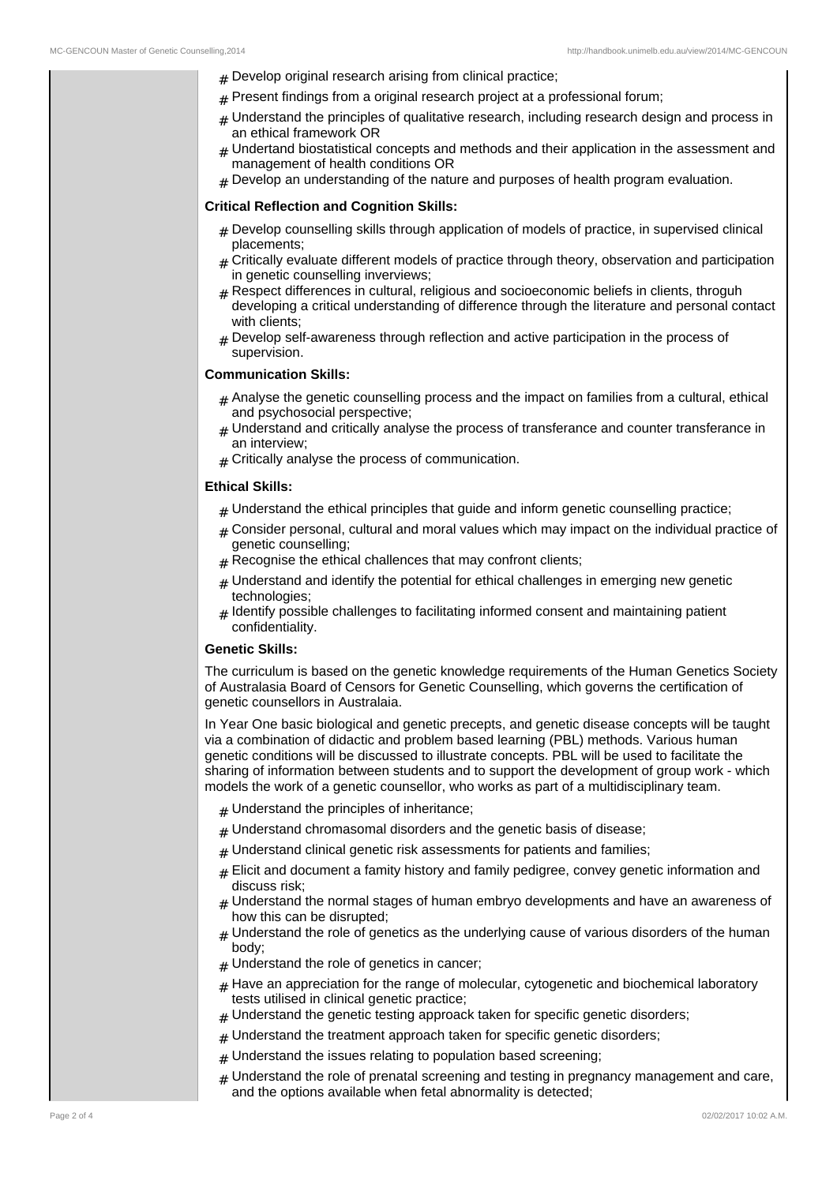- Develop original research arising from clinical practice;
- Present findings from a original research project at a professional forum;
- Understand the principles of qualitative research, including research design and process in an ethical framework OR
- Undertand biostatistical concepts and methods and their application in the assessment and management of health conditions OR
- Develop an understanding of the nature and purposes of health program evaluation.

**Critical Reflection and Cognition Skills:**

- Develop counselling skills through application of models of practice, in supervised clinical placements;
- Critically evaluate different models of practice through theory, observation and participation in genetic counselling inverviews;
- Respect differences in cultural, religious and socioeconomic beliefs in clients, throguh developing a critical understanding of difference through the literature and personal contact with clients;
- Develop self-awareness through reflection and active participation in the process of supervision.

**Communication Skills:**

- Analyse the genetic counselling process and the impact on families from a cultural, ethical and psychosocial perspective;
- Understand and critically analyse the process of transferance and counter transferance in an interview;
- Critically analyse the process of communication.

**Ethical Skills:**

- Understand the ethical principles that guide and inform genetic counselling practice;
- Consider personal, cultural and moral values which may impact on the individual practice of genetic counselling;
- Recognise the ethical challences that may confront clients;
- Understand and identify the potential for ethical challenges in emerging new genetic technologies;
- Identify possible challenges to facilitating informed consent and maintaining patient confidentiality.

**Genetic Skills:**

The curriculum is based on the genetic knowledge requirements of the Human Genetics Society of Australasia Board of Censors for Genetic Counselling, which governs the certification of genetic counsellors in Australaia.

In Year One basic biological and genetic precepts, and genetic disease concepts will be taught via a combination of didactic and problem based learning (PBL) methods. Various human genetic conditions will be discussed to illustrate concepts. PBL will be used to facilitate the sharing of information between students and to support the development of group work - which models the work of a genetic counsellor, who works as part of a multidisciplinary team.

- Understand the principles of inheritance;
- Understand chromasomal disorders and the genetic basis of disease;
- Understand clinical genetic risk assessments for patients and families;
- Elicit and document a famity history and family pedigree, convey genetic information and discuss risk;
- Understand the normal stages of human embryo developments and have an awareness of how this can be disrupted;
- Understand the role of genetics as the underlying cause of various disorders of the human body;
- Understand the role of genetics in cancer;
- Have an appreciation for the range of molecular, cytogenetic and biochemical laboratory tests utilised in clinical genetic practice;
- Understand the genetic testing approack taken for specific genetic disorders;
- Understand the treatment approach taken for specific genetic disorders;
- Understand the issues relating to population based screening;
- Understand the role of prenatal screening and testing in pregnancy management and care, and the options available when fetal abnormality is detected;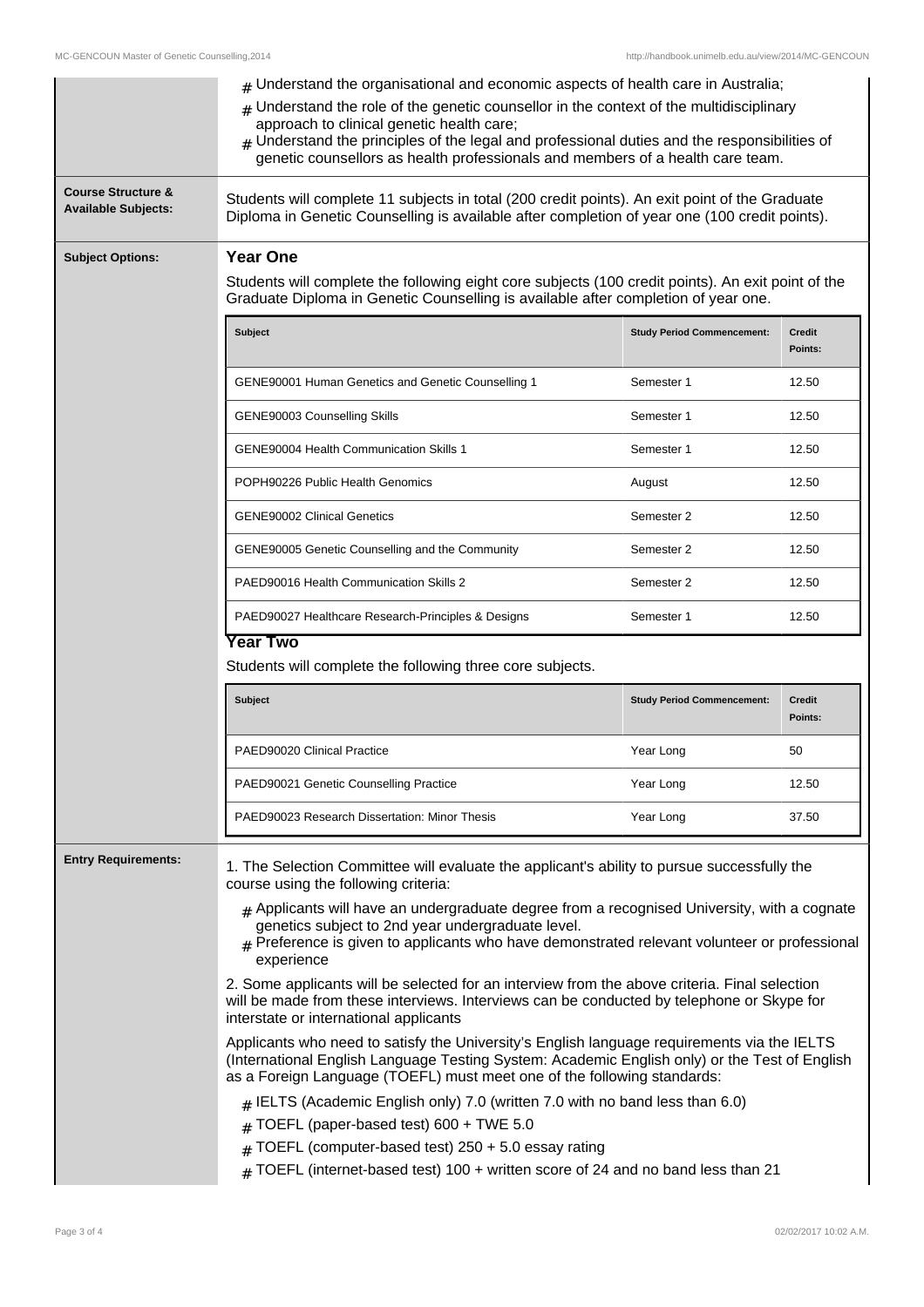- Understand the organisational and economic aspects of health care in Australia;
- Understand the role of the genetic counsellor in the context of the multidisciplinary approach to clinical genetic health care;
- Understand the principles of the legal and professional duties and the responsibilities of genetic counsellors as health professionals and members of a health care team.

**Course Structure & Available Subjects:**

Students will complete 11 subjects in total (200 credit points). An exit point of the Graduate Diploma in Genetic Counselling is available after completion of year one (100 credit points).

**Subject Options:**

### Year One

Students will complete the following eight core subjects (100 credit points). An exit point of the Graduate Diploma in Genetic Counselling is available after completion of year one.

| Subject | Study Period Commencement: | Credit Points: |
|---|---|---|
| GENE90001 Human Genetics and Genetic Counselling 1 | Semester 1 | 12.50 |
| GENE90003 Counselling Skills | Semester 1 | 12.50 |
| GENE90004 Health Communication Skills 1 | Semester 1 | 12.50 |
| POPH90226 Public Health Genomics | August | 12.50 |
| GENE90002 Clinical Genetics | Semester 2 | 12.50 |
| GENE90005 Genetic Counselling and the Community | Semester 2 | 12.50 |
| PAED90016 Health Communication Skills 2 | Semester 2 | 12.50 |
| PAED90027 Healthcare Research-Principles & Designs | Semester 1 | 12.50 |

### Year Two

Students will complete the following three core subjects.

| Subject | Study Period Commencement: | Credit Points: |
|---|---|---|
| PAED90020 Clinical Practice | Year Long | 50 |
| PAED90021 Genetic Counselling Practice | Year Long | 12.50 |
| PAED90023 Research Dissertation: Minor Thesis | Year Long | 37.50 |

**Entry Requirements:**

1. The Selection Committee will evaluate the applicant's ability to pursue successfully the course using the following criteria:
   - Applicants will have an undergraduate degree from a recognised University, with a cognate genetics subject to 2nd year undergraduate level.
   - Preference is given to applicants who have demonstrated relevant volunteer or professional experience

2. Some applicants will be selected for an interview from the above criteria. Final selection will be made from these interviews. Interviews can be conducted by telephone or Skype for interstate or international applicants

Applicants who need to satisfy the University's English language requirements via the IELTS (International English Language Testing System: Academic English only) or the Test of English as a Foreign Language (TOEFL) must meet one of the following standards:

- IELTS (Academic English only) 7.0 (written 7.0 with no band less than 6.0)
- TOEFL (paper-based test) 600 + TWE 5.0
- TOEFL (computer-based test) 250 + 5.0 essay rating
- TOEFL (internet-based test) 100 + written score of 24 and no band less than 21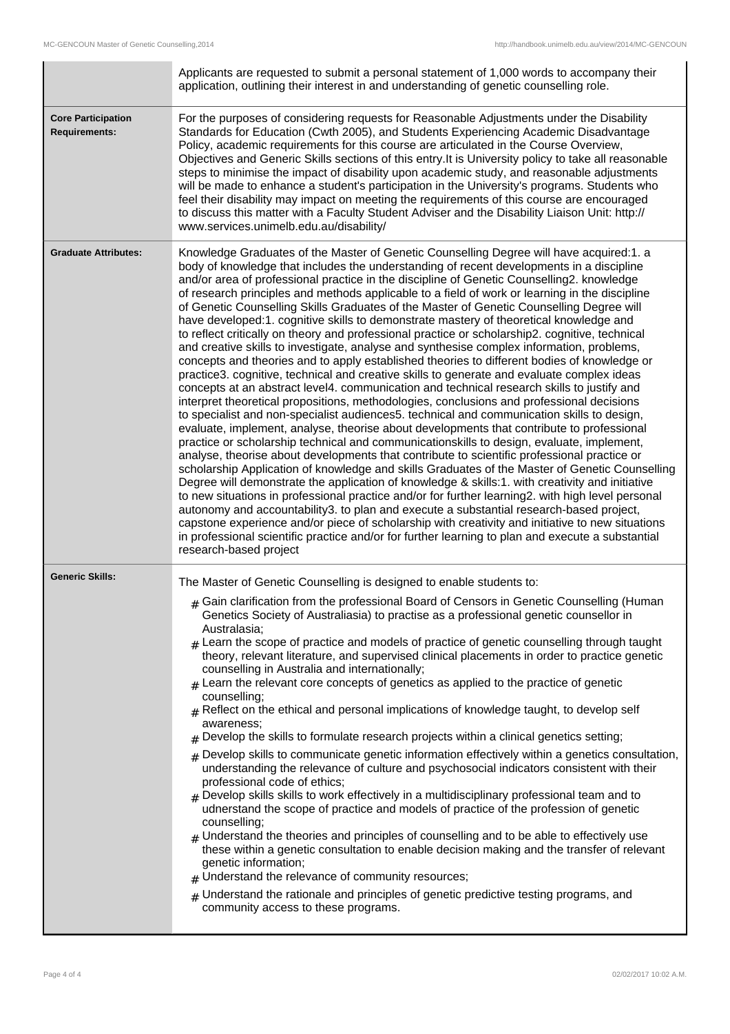| | |
|---|---|
| | Applicants are requested to submit a personal statement of 1,000 words to accompany their application, outlining their interest in and understanding of genetic counselling role. |
| **Core Participation Requirements:** | For the purposes of considering requests for Reasonable Adjustments under the Disability Standards for Education (Cwth 2005), and Students Experiencing Academic Disadvantage Policy, academic requirements for this course are articulated in the Course Overview, Objectives and Generic Skills sections of this entry.It is University policy to take all reasonable steps to minimise the impact of disability upon academic study, and reasonable adjustments will be made to enhance a student's participation in the University's programs. Students who feel their disability may impact on meeting the requirements of this course are encouraged to discuss this matter with a Faculty Student Adviser and the Disability Liaison Unit: http://www.services.unimelb.edu.au/disability/ |
| **Graduate Attributes:** | Knowledge Graduates of the Master of Genetic Counselling Degree will have acquired:1. a body of knowledge that includes the understanding of recent developments in a discipline and/or area of professional practice in the discipline of Genetic Counselling2. knowledge of research principles and methods applicable to a field of work or learning in the discipline of Genetic Counselling Skills Graduates of the Master of Genetic Counselling Degree will have developed:1. cognitive skills to demonstrate mastery of theoretical knowledge and to reflect critically on theory and professional practice or scholarship2. cognitive, technical and creative skills to investigate, analyse and synthesise complex information, problems, concepts and theories and to apply established theories to different bodies of knowledge or practice3. cognitive, technical and creative skills to generate and evaluate complex ideas concepts at an abstract level4. communication and technical research skills to justify and interpret theoretical propositions, methodologies, conclusions and professional decisions to specialist and non-specialist audiences5. technical and communication skills to design, evaluate, implement, analyse, theorise about developments that contribute to professional practice or scholarship technical and communicationskills to design, evaluate, implement, analyse, theorise about developments that contribute to scientific professional practice or scholarship Application of knowledge and skills Graduates of the Master of Genetic Counselling Degree will demonstrate the application of knowledge & skills:1. with creativity and initiative to new situations in professional practice and/or for further learning2. with high level personal autonomy and accountability3. to plan and execute a substantial research-based project, capstone experience and/or piece of scholarship with creativity and initiative to new situations in professional scientific practice and/or for further learning to plan and execute a substantial research-based project |
| **Generic Skills:** | The Master of Genetic Counselling is designed to enable students to:<br># Gain clarification from the professional Board of Censors in Genetic Counselling (Human Genetics Society of Australiasia) to practise as a professional genetic counsellor in Australasia;<br># Learn the scope of practice and models of practice of genetic counselling through taught theory, relevant literature, and supervised clinical placements in order to practice genetic counselling in Australia and internationally;<br># Learn the relevant core concepts of genetics as applied to the practice of genetic counselling;<br># Reflect on the ethical and personal implications of knowledge taught, to develop self awareness;<br># Develop the skills to formulate research projects within a clinical genetics setting;<br># Develop skills to communicate genetic information effectively within a genetics consultation, understanding the relevance of culture and psychosocial indicators consistent with their professional code of ethics;<br># Develop skills to work effectively in a multidisciplinary professional team and to udnerstand the scope of practice and models of practice of the profession of genetic counselling;<br># Understand the theories and principles of counselling and to be able to effectively use these within a genetic consultation to enable decision making and the transfer of relevant genetic information;<br># Understand the relevance of community resources;<br># Understand the rationale and principles of genetic predictive testing programs, and community access to these programs. |